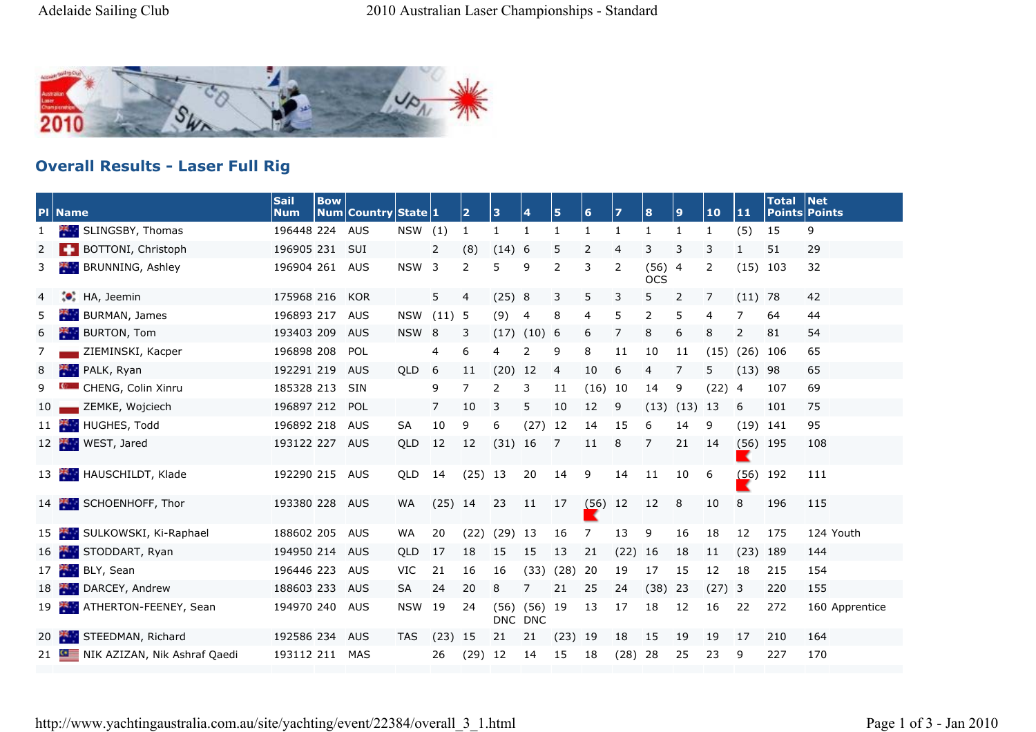## Overall Results - Laser Full Rig

| Pl | Name | Sail Num | Bow Num | Country | State | 1 | 2 | 3 | 4 | 5 | 6 | 7 | 8 | 9 | 10 | 11 | Total Points | Net Points | |
|---|---|---|---|---|---|---|---|---|---|---|---|---|---|---|---|---|---|---|---|
| 1 | SLINGSBY, Thomas | 196448 | 224 | AUS | NSW | (1) | 1 | 1 | 1 | 1 | 1 | 1 | 1 | 1 | 1 | (5) | 15 | 9 | |
| 2 | BOTTONI, Christoph | 196905 | 231 | SUI | | 2 | (8) | (14) | 6 | 5 | 2 | 4 | 3 | 3 | 3 | 1 | 51 | 29 | |
| 3 | BRUNNING, Ashley | 196904 | 261 | AUS | NSW | 3 | 2 | 5 | 9 | 2 | 3 | 2 | (56) OCS | 4 | 2 | (15) | 103 | 32 | |
| 4 | HA, Jeemin | 175968 | 216 | KOR | | 5 | 4 | (25) | 8 | 3 | 5 | 3 | 5 | 2 | 7 | (11) | 78 | 42 | |
| 5 | BURMAN, James | 196893 | 217 | AUS | NSW | (11) | 5 | (9) | 4 | 8 | 4 | 5 | 2 | 5 | 4 | 7 | 64 | 44 | |
| 6 | BURTON, Tom | 193403 | 209 | AUS | NSW | 8 | 3 | (17) | (10) | 6 | 6 | 7 | 8 | 6 | 8 | 2 | 81 | 54 | |
| 7 | ZIEMINSKI, Kacper | 196898 | 208 | POL | | 4 | 6 | 4 | 2 | 9 | 8 | 11 | 10 | 11 | (15) | (26) | 106 | 65 | |
| 8 | PALK, Ryan | 192291 | 219 | AUS | QLD | 6 | 11 | (20) | 12 | 4 | 10 | 6 | 4 | 7 | 5 | (13) | 98 | 65 | |
| 9 | CHENG, Colin Xinru | 185328 | 213 | SIN | | 9 | 7 | 2 | 3 | 11 | (16) | 10 | 14 | 9 | (22) | 4 | 107 | 69 | |
| 10 | ZEMKE, Wojciech | 196897 | 212 | POL | | 7 | 10 | 3 | 5 | 10 | 12 | 9 | (13) | (13) | 13 | 6 | 101 | 75 | |
| 11 | HUGHES, Todd | 196892 | 218 | AUS | SA | 10 | 9 | 6 | (27) | 12 | 14 | 15 | 6 | 14 | 9 | (19) | 141 | 95 | |
| 12 | WEST, Jared | 193122 | 227 | AUS | QLD | 12 | 12 | (31) | 16 | 7 | 11 | 8 | 7 | 21 | 14 | (56) | 195 | 108 | |
| 13 | HAUSCHILDT, Klade | 192290 | 215 | AUS | QLD | 14 | (25) | 13 | 20 | 14 | 9 | 14 | 11 | 10 | 6 | (56) | 192 | 111 | |
| 14 | SCHOENHOFF, Thor | 193380 | 228 | AUS | WA | (25) | 14 | 23 | 11 | 17 | (56) | 12 | 12 | 8 | 10 | 8 | 196 | 115 | |
| 15 | SULKOWSKI, Ki-Raphael | 188602 | 205 | AUS | WA | 20 | (22) | (29) | 13 | 16 | 7 | 13 | 9 | 16 | 18 | 12 | 175 | 124 | Youth |
| 16 | STODDART, Ryan | 194950 | 214 | AUS | QLD | 17 | 18 | 15 | 15 | 13 | 21 | (22) | 16 | 18 | 11 | (23) | 189 | 144 | |
| 17 | BLY, Sean | 196446 | 223 | AUS | VIC | 21 | 16 | 16 | (33) | (28) | 20 | 19 | 17 | 15 | 12 | 18 | 215 | 154 | |
| 18 | DARCEY, Andrew | 188603 | 233 | AUS | SA | 24 | 20 | 8 | 7 | 21 | 25 | 24 | (38) | 23 | (27) | 3 | 220 | 155 | |
| 19 | ATHERTON-FEENEY, Sean | 194970 | 240 | AUS | NSW | 19 | 24 | (56) DNC | (56) DNC | 19 | 13 | 17 | 18 | 12 | 16 | 22 | 272 | 160 | Apprentice |
| 20 | STEEDMAN, Richard | 192586 | 234 | AUS | TAS | (23) | 15 | 21 | 21 | (23) | 19 | 18 | 15 | 19 | 19 | 17 | 210 | 164 | |
| 21 | NIK AZIZAN, Nik Ashraf Qaedi | 193112 | 211 | MAS | | 26 | (29) | 12 | 14 | 15 | 18 | (28) | 28 | 25 | 23 | 9 | 227 | 170 | |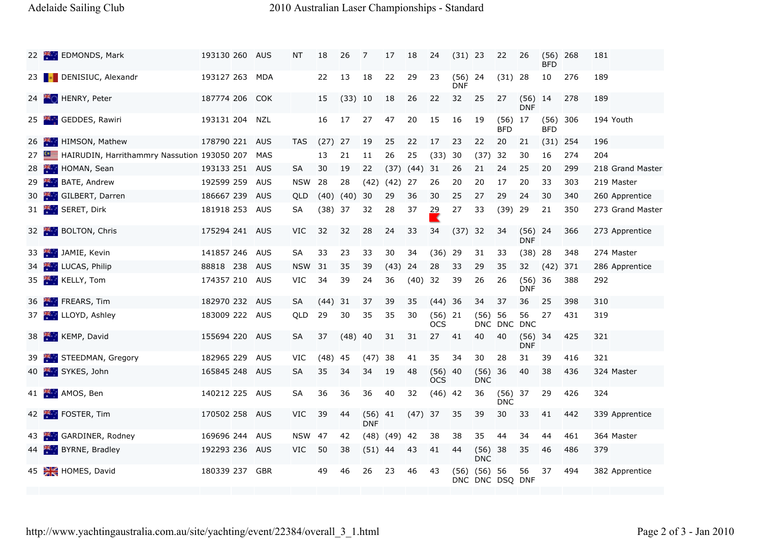| | | | | | | | | | | | | | | | | | | | | | | |
|---|---|---|---|---|---|---|---|---|---|---|---|---|---|---|---|---|---|---|---|---|---|---|
| 22 | | EDMONDS, Mark | 193130 | 260 | AUS | NT | 18 | 26 | 7 | 17 | 18 | 24 | (31) | 23 | 22 | 26 | (56) BFD | 268 | 181 | |
| 23 | | DENISIUC, Alexandr | 193127 | 263 | MDA | | 22 | 13 | 18 | 22 | 29 | 23 | (56) DNF | 24 | (31) | 28 | 10 | 276 | 189 | |
| 24 | | HENRY, Peter | 187774 | 206 | COK | | 15 | (33) | 10 | 18 | 26 | 22 | 32 | 25 | 27 | (56) DNF | 14 | 278 | 189 | |
| 25 | | GEDDES, Rawiri | 193131 | 204 | NZL | | 16 | 17 | 27 | 47 | 20 | 15 | 16 | 19 | (56) BFD | 17 | (56) BFD | 306 | 194 | Youth |
| 26 | | HIMSON, Mathew | 178790 | 221 | AUS | TAS | (27) | 27 | 19 | 25 | 22 | 17 | 23 | 22 | 20 | 21 | (31) | 254 | 196 | |
| 27 | | HAIRUDIN, Harrithammry Nassution | 193050 | 207 | MAS | | 13 | 21 | 11 | 26 | 25 | (33) | 30 | (37) | 32 | 30 | 16 | 274 | 204 | |
| 28 | | HOMAN, Sean | 193133 | 251 | AUS | SA | 30 | 19 | 22 | (37) | (44) | 31 | 26 | 21 | 24 | 25 | 20 | 299 | 218 | Grand Master |
| 29 | | BATE, Andrew | 192599 | 259 | AUS | NSW | 28 | 28 | (42) | (42) | 27 | 26 | 20 | 20 | 17 | 20 | 33 | 303 | 219 | Master |
| 30 | | GILBERT, Darren | 186667 | 239 | AUS | QLD | (40) | (40) | 30 | 29 | 36 | 30 | 25 | 27 | 29 | 24 | 30 | 340 | 260 | Apprentice |
| 31 | | SERET, Dirk | 181918 | 253 | AUS | SA | (38) | 37 | 32 | 28 | 37 | 29 | 27 | 33 | (39) | 29 | 21 | 350 | 273 | Grand Master |
| 32 | | BOLTON, Chris | 175294 | 241 | AUS | VIC | 32 | 32 | 28 | 24 | 33 | 34 | (37) | 32 | 34 | (56) DNF | 24 | 366 | 273 | Apprentice |
| 33 | | JAMIE, Kevin | 141857 | 246 | AUS | SA | 33 | 23 | 33 | 30 | 34 | (36) | 29 | 31 | 33 | (38) | 28 | 348 | 274 | Master |
| 34 | | LUCAS, Philip | 88818 | 238 | AUS | NSW | 31 | 35 | 39 | (43) | 24 | 28 | 33 | 29 | 35 | 32 | (42) | 371 | 286 | Apprentice |
| 35 | | KELLY, Tom | 174357 | 210 | AUS | VIC | 34 | 39 | 24 | 36 | (40) | 32 | 39 | 26 | 26 | (56) DNF | 36 | 388 | 292 | |
| 36 | | FREARS, Tim | 182970 | 232 | AUS | SA | (44) | 31 | 37 | 39 | 35 | (44) | 36 | 34 | 37 | 36 | 25 | 398 | 310 | |
| 37 | | LLOYD, Ashley | 183009 | 222 | AUS | QLD | 29 | 30 | 35 | 35 | 30 | (56) OCS | 21 | (56) DNC | 56 DNC | 56 DNC | 27 | 431 | 319 | |
| 38 | | KEMP, David | 155694 | 220 | AUS | SA | 37 | (48) | 40 | 31 | 31 | 27 | 41 | 40 | 40 | (56) DNF | 34 | 425 | 321 | |
| 39 | | STEEDMAN, Gregory | 182965 | 229 | AUS | VIC | (48) | 45 | (47) | 38 | 41 | 35 | 34 | 30 | 28 | 31 | 39 | 416 | 321 | |
| 40 | | SYKES, John | 165845 | 248 | AUS | SA | 35 | 34 | 34 | 19 | 48 | (56) OCS | 40 | (56) DNC | 36 | 40 | 38 | 436 | 324 | Master |
| 41 | | AMOS, Ben | 140212 | 225 | AUS | SA | 36 | 36 | 36 | 40 | 32 | (46) | 42 | 36 | (56) DNC | 37 | 29 | 426 | 324 | |
| 42 | | FOSTER, Tim | 170502 | 258 | AUS | VIC | 39 | 44 | (56) DNF | 41 | (47) | 37 | 35 | 39 | 30 | 33 | 41 | 442 | 339 | Apprentice |
| 43 | | GARDINER, Rodney | 169696 | 244 | AUS | NSW | 47 | 42 | (48) | (49) | 42 | 38 | 38 | 35 | 44 | 34 | 44 | 461 | 364 | Master |
| 44 | | BYRNE, Bradley | 192293 | 236 | AUS | VIC | 50 | 38 | (51) | 44 | 43 | 41 | 44 | (56) DNC | 38 | 35 | 46 | 486 | 379 | |
| 45 | | HOMES, David | 180339 | 237 | GBR | | 49 | 46 | 26 | 23 | 46 | 43 | (56) DNC | (56) DNC | 56 DSQ | 56 DNF | 37 | 494 | 382 | Apprentice |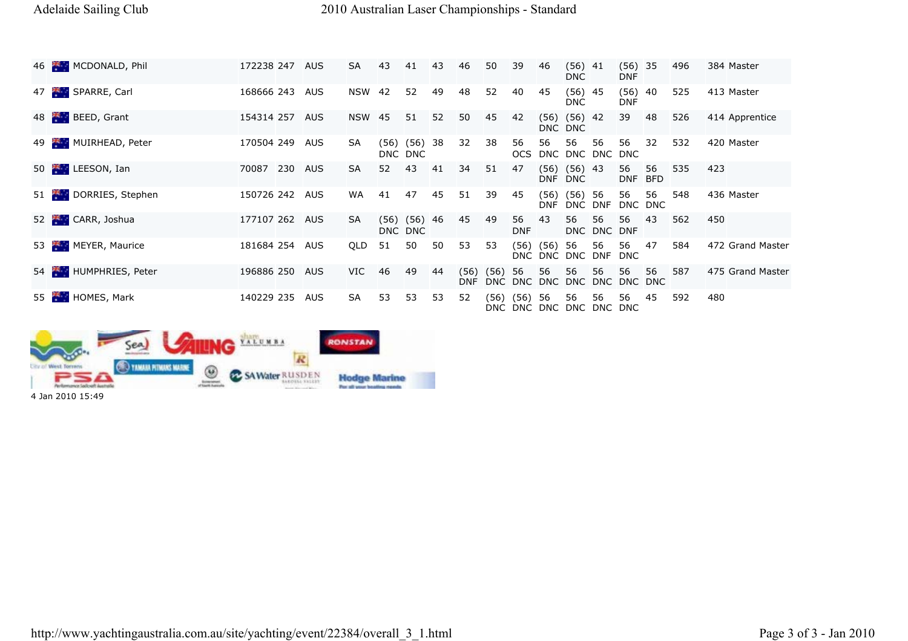| | | | | | | | | | | | | | | | | | | | | | |
|---|---|---|---|---|---|---|---|---|---|---|---|---|---|---|---|---|---|---|---|---|---|
| 46 | MCDONALD, Phil | 172238 | 247 | AUS | SA | 43 | 41 | 43 | 46 | 50 | 39 | 46 | (56) DNC | 41 | (56) DNF | 35 | 496 | 384 | Master |
| 47 | SPARRE, Carl | 168666 | 243 | AUS | NSW | 42 | 52 | 49 | 48 | 52 | 40 | 45 | (56) DNC | 45 | (56) DNF | 40 | 525 | 413 | Master |
| 48 | BEED, Grant | 154314 | 257 | AUS | NSW | 45 | 51 | 52 | 50 | 45 | 42 | (56) DNC | (56) DNC | 42 | 39 | 48 | 526 | 414 | Apprentice |
| 49 | MUIRHEAD, Peter | 170504 | 249 | AUS | SA | (56) DNC | (56) DNC | 38 | 32 | 38 | 56 OCS | 56 DNC | 56 DNC | 56 DNC | 56 DNC | 32 | 532 | 420 | Master |
| 50 | LEESON, Ian | 70087 | 230 | AUS | SA | 52 | 43 | 41 | 34 | 51 | 47 | (56) DNF | (56) DNC | 43 | 56 DNF | 56 BFD | 535 | 423 | |
| 51 | DORRIES, Stephen | 150726 | 242 | AUS | WA | 41 | 47 | 45 | 51 | 39 | 45 | (56) DNF | (56) DNC | 56 DNF | 56 DNC | 56 DNC | 548 | 436 | Master |
| 52 | CARR, Joshua | 177107 | 262 | AUS | SA | (56) DNC | (56) DNC | 46 | 45 | 49 | 56 DNF | 43 | 56 DNC | 56 DNC | 56 DNF | 43 | 562 | 450 | |
| 53 | MEYER, Maurice | 181684 | 254 | AUS | QLD | 51 | 50 | 50 | 53 | 53 | (56) DNC | (56) DNC | 56 DNC | 56 DNF | 56 DNC | 47 | 584 | 472 | Grand Master |
| 54 | HUMPHRIES, Peter | 196886 | 250 | AUS | VIC | 46 | 49 | 44 | (56) DNF | (56) DNC | 56 DNC | 56 DNC | 56 DNC | 56 DNC | 56 DNC | 56 DNC | 587 | 475 | Grand Master |
| 55 | HOMES, Mark | 140229 | 235 | AUS | SA | 53 | 53 | 53 | 52 | (56) DNC | (56) DNC | 56 DNC | 56 DNC | 56 DNC | 56 DNC | 45 | 592 | 480 | |

4 Jan 2010 15:49